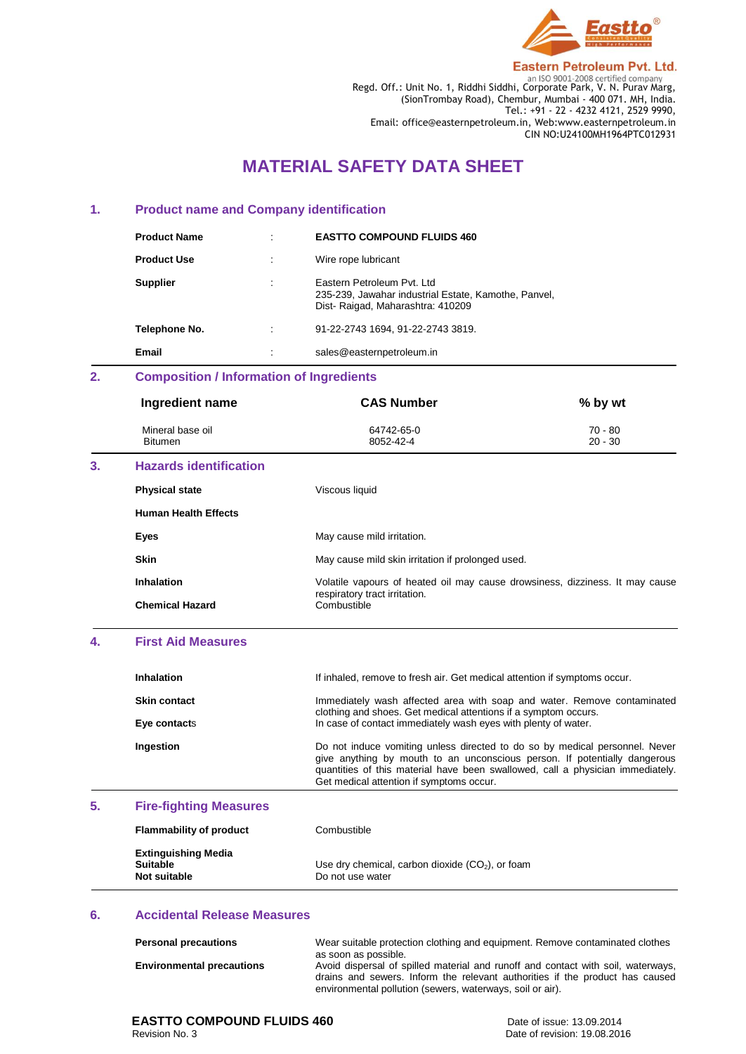Eastto®

**Eastern Petroleum Pvt. Ltd.**
an ISO 9001-2008 certified company
Regd. Off.: Unit No. 1, Riddhi Siddhi, Corporate Park, V. N. Purav Marg,
(SionTrombay Road), Chembur, Mumbai - 400 071. MH, India.
Tel.: +91 - 22 - 4232 4121, 2529 9990,
Email: office@easternpetroleum.in, Web:www.easternpetroleum.in
CIN NO:U24100MH1964PTC012931

# MATERIAL SAFETY DATA SHEET

## 1. Product name and Company identification

| | | |
|---|---|---|
| **Product Name** | : | **EASTTO COMPOUND FLUIDS 460** |
| **Product Use** | : | Wire rope lubricant |
| **Supplier** | : | Eastern Petroleum Pvt. Ltd<br>235-239, Jawahar industrial Estate, Kamothe, Panvel,<br>Dist- Raigad, Maharashtra: 410209 |
| **Telephone No.** | : | 91-22-2743 1694, 91-22-2743 3819. |
| **Email** | : | sales@easternpetroleum.in |

## 2. Composition / Information of Ingredients

| Ingredient name | CAS Number | % by wt |
|---|---|---|
| Mineral base oil | 64742-65-0 | 70 - 80 |
| Bitumen | 8052-42-4 | 20 - 30 |

## 3. Hazards identification

**Physical state** Viscous liquid

**Human Health Effects**

**Eyes** May cause mild irritation.

**Skin** May cause mild skin irritation if prolonged used.

**Inhalation** Volatile vapours of heated oil may cause drowsiness, dizziness. It may cause respiratory tract irritation.

**Chemical Hazard** Combustible

## 4. First Aid Measures

**Inhalation** If inhaled, remove to fresh air. Get medical attention if symptoms occur.

**Skin contact** Immediately wash affected area with soap and water. Remove contaminated clothing and shoes. Get medical attentions if a symptom occurs.

**Eye contacts** In case of contact immediately wash eyes with plenty of water.

**Ingestion** Do not induce vomiting unless directed to do so by medical personnel. Never give anything by mouth to an unconscious person. If potentially dangerous quantities of this material have been swallowed, call a physician immediately. Get medical attention if symptoms occur.

## 5. Fire-fighting Measures

**Flammability of product** Combustible

**Extinguishing Media**
**Suitable** Use dry chemical, carbon dioxide ($CO_2$), or foam
**Not suitable** Do not use water

## 6. Accidental Release Measures

**Personal precautions** Wear suitable protection clothing and equipment. Remove contaminated clothes as soon as possible.

**Environmental precautions** Avoid dispersal of spilled material and runoff and contact with soil, waterways, drains and sewers. Inform the relevant authorities if the product has caused environmental pollution (sewers, waterways, soil or air).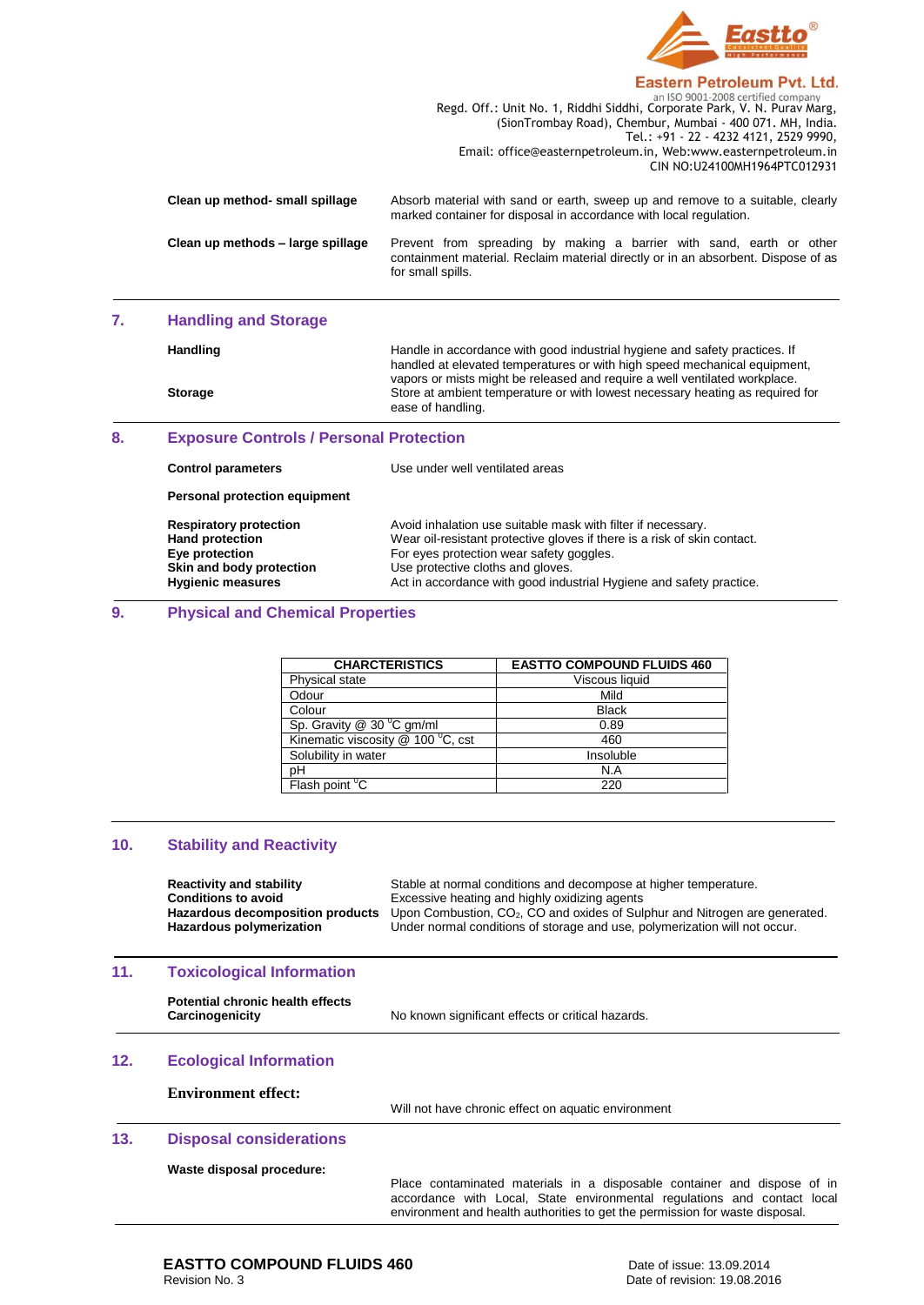| | |
|---|---|
| **Clean up method- small spillage** | Absorb material with sand or earth, sweep up and remove to a suitable, clearly marked container for disposal in accordance with local regulation. |
| **Clean up methods – large spillage** | Prevent from spreading by making a barrier with sand, earth or other containment material. Reclaim material directly or in an absorbent. Dispose of as for small spills. |

## 7. Handling and Storage

| | |
|---|---|
| **Handling** | Handle in accordance with good industrial hygiene and safety practices. If handled at elevated temperatures or with high speed mechanical equipment, vapors or mists might be released and require a well ventilated workplace. |
| **Storage** | Store at ambient temperature or with lowest necessary heating as required for ease of handling. |

## 8. Exposure Controls / Personal Protection

| | |
|---|---|
| **Control parameters** | Use under well ventilated areas |

**Personal protection equipment**

| | |
|---|---|
| **Respiratory protection** | Avoid inhalation use suitable mask with filter if necessary. |
| **Hand protection** | Wear oil-resistant protective gloves if there is a risk of skin contact. |
| **Eye protection** | For eyes protection wear safety goggles. |
| **Skin and body protection** | Use protective cloths and gloves. |
| **Hygienic measures** | Act in accordance with good industrial Hygiene and safety practice. |

## 9. Physical and Chemical Properties

| CHARCTERISTICS | EASTTO COMPOUND FLUIDS 460 |
|---|---|
| Physical state | Viscous liquid |
| Odour | Mild |
| Colour | Black |
| Sp. Gravity @ 30 $^{0}$C gm/ml | 0.89 |
| Kinematic viscosity @ 100 $^{0}$C, cst | 460 |
| Solubility in water | Insoluble |
| pH | N.A |
| Flash point $^{0}$C | 220 |

## 10. Stability and Reactivity

| | |
|---|---|
| **Reactivity and stability** | Stable at normal conditions and decompose at higher temperature. |
| **Conditions to avoid** | Excessive heating and highly oxidizing agents |
| **Hazardous decomposition products** | Upon Combustion, $CO_2$, CO and oxides of Sulphur and Nitrogen are generated. |
| **Hazardous polymerization** | Under normal conditions of storage and use, polymerization will not occur. |

## 11. Toxicological Information

| | |
|---|---|
| **Potential chronic health effects** | |
| **Carcinogenicity** | No known significant effects or critical hazards. |

## 12. Ecological Information

**Environment effect:**

Will not have chronic effect on aquatic environment

## 13. Disposal considerations

**Waste disposal procedure:**

Place contaminated materials in a disposable container and dispose of in accordance with Local, State environmental regulations and contact local environment and health authorities to get the permission for waste disposal.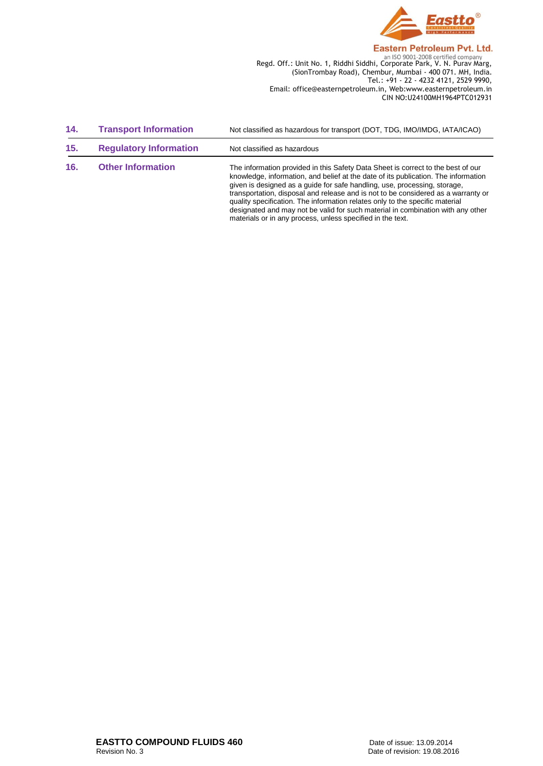| | | |
|---|---|---|
| **14.** | **Transport Information** | Not classified as hazardous for transport (DOT, TDG, IMO/IMDG, IATA/ICAO) |
| **15.** | **Regulatory Information** | Not classified as hazardous |
| **16.** | **Other Information** | The information provided in this Safety Data Sheet is correct to the best of our knowledge, information, and belief at the date of its publication. The information given is designed as a guide for safe handling, use, processing, storage, transportation, disposal and release and is not to be considered as a warranty or quality specification. The information relates only to the specific material designated and may not be valid for such material in combination with any other materials or in any process, unless specified in the text. |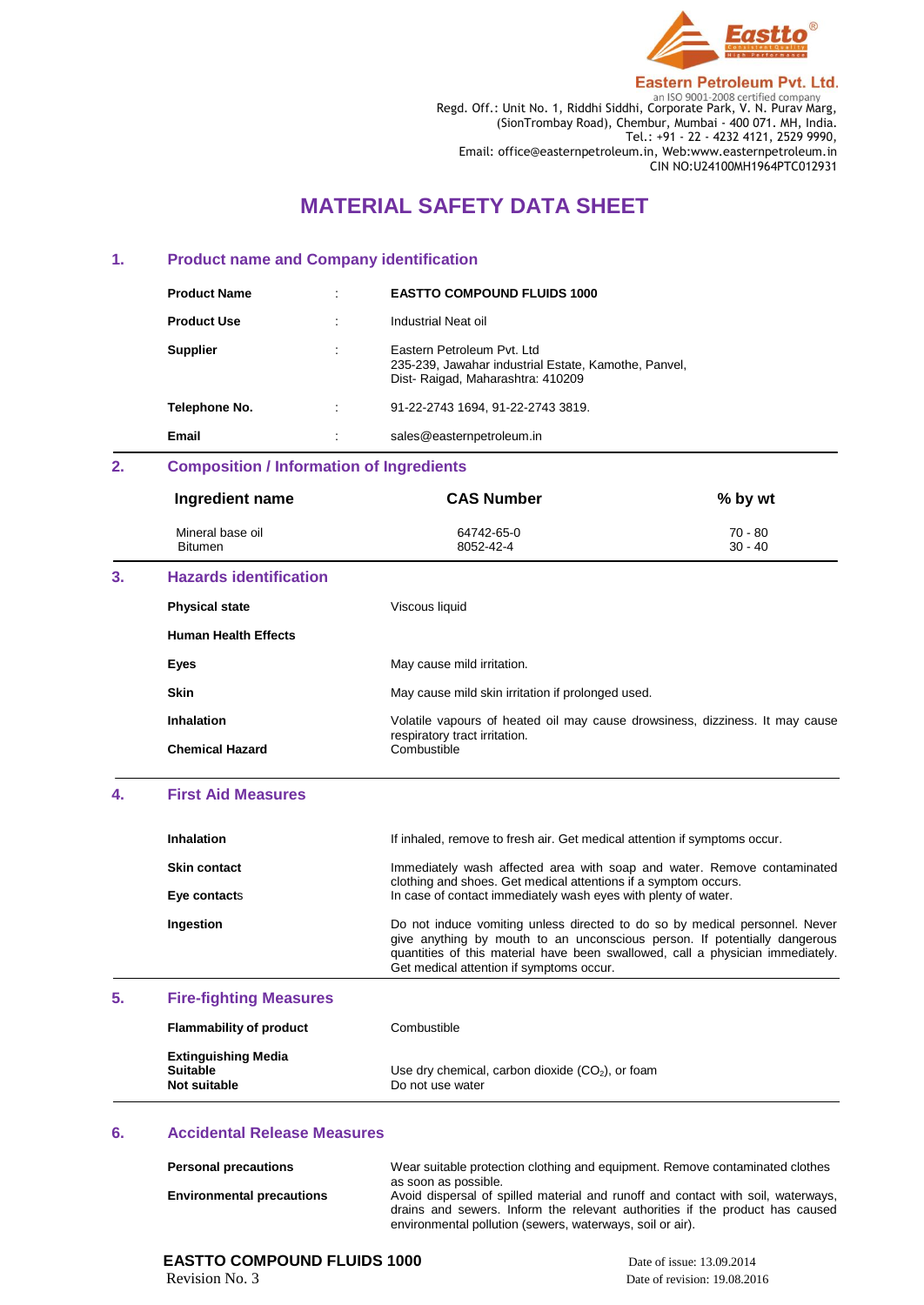Eastern Petroleum Pvt. Ltd.
an ISO 9001-2008 certified company
Regd. Off.: Unit No. 1, Riddhi Siddhi, Corporate Park, V. N. Purav Marg, (SionTrombay Road), Chembur, Mumbai - 400 071. MH, India.
Tel.: +91 - 22 - 4232 4121, 2529 9990,
Email: office@easternpetroleum.in, Web:www.easternpetroleum.in
CIN NO:U24100MH1964PTC012931

# MATERIAL SAFETY DATA SHEET

## 1. Product name and Company identification

| | | |
|---|---|---|
| **Product Name** | : | **EASTTO COMPOUND FLUIDS 1000** |
| **Product Use** | : | Industrial Neat oil |
| **Supplier** | : | Eastern Petroleum Pvt. Ltd<br>235-239, Jawahar industrial Estate, Kamothe, Panvel, Dist- Raigad, Maharashtra: 410209 |
| **Telephone No.** | : | 91-22-2743 1694, 91-22-2743 3819. |
| **Email** | : | sales@easternpetroleum.in |

## 2. Composition / Information of Ingredients

| Ingredient name | CAS Number | % by wt |
|---|---|---|
| Mineral base oil | 64742-65-0 | 70 - 80 |
| Bitumen | 8052-42-4 | 30 - 40 |

## 3. Hazards identification

| | |
|---|---|
| **Physical state** | Viscous liquid |
| **Human Health Effects** | |
| **Eyes** | May cause mild irritation. |
| **Skin** | May cause mild skin irritation if prolonged used. |
| **Inhalation** | Volatile vapours of heated oil may cause drowsiness, dizziness. It may cause respiratory tract irritation. |
| **Chemical Hazard** | Combustible |

## 4. First Aid Measures

| | |
|---|---|
| **Inhalation** | If inhaled, remove to fresh air. Get medical attention if symptoms occur. |
| **Skin contact** | Immediately wash affected area with soap and water. Remove contaminated clothing and shoes. Get medical attentions if a symptom occurs. |
| **Eye contacts** | In case of contact immediately wash eyes with plenty of water. |
| **Ingestion** | Do not induce vomiting unless directed to do so by medical personnel. Never give anything by mouth to an unconscious person. If potentially dangerous quantities of this material have been swallowed, call a physician immediately. Get medical attention if symptoms occur. |

## 5. Fire-fighting Measures

| | |
|---|---|
| **Flammability of product** | Combustible |
| **Extinguishing Media** | |
| **Suitable** | Use dry chemical, carbon dioxide ($CO_2$), or foam |
| **Not suitable** | Do not use water |

## 6. Accidental Release Measures

| | |
|---|---|
| **Personal precautions** | Wear suitable protection clothing and equipment. Remove contaminated clothes as soon as possible. |
| **Environmental precautions** | Avoid dispersal of spilled material and runoff and contact with soil, waterways, drains and sewers. Inform the relevant authorities if the product has caused environmental pollution (sewers, waterways, soil or air). |

**EASTTO COMPOUND FLUIDS 1000**
Revision No. 3

Date of issue: 13.09.2014
Date of revision: 19.08.2016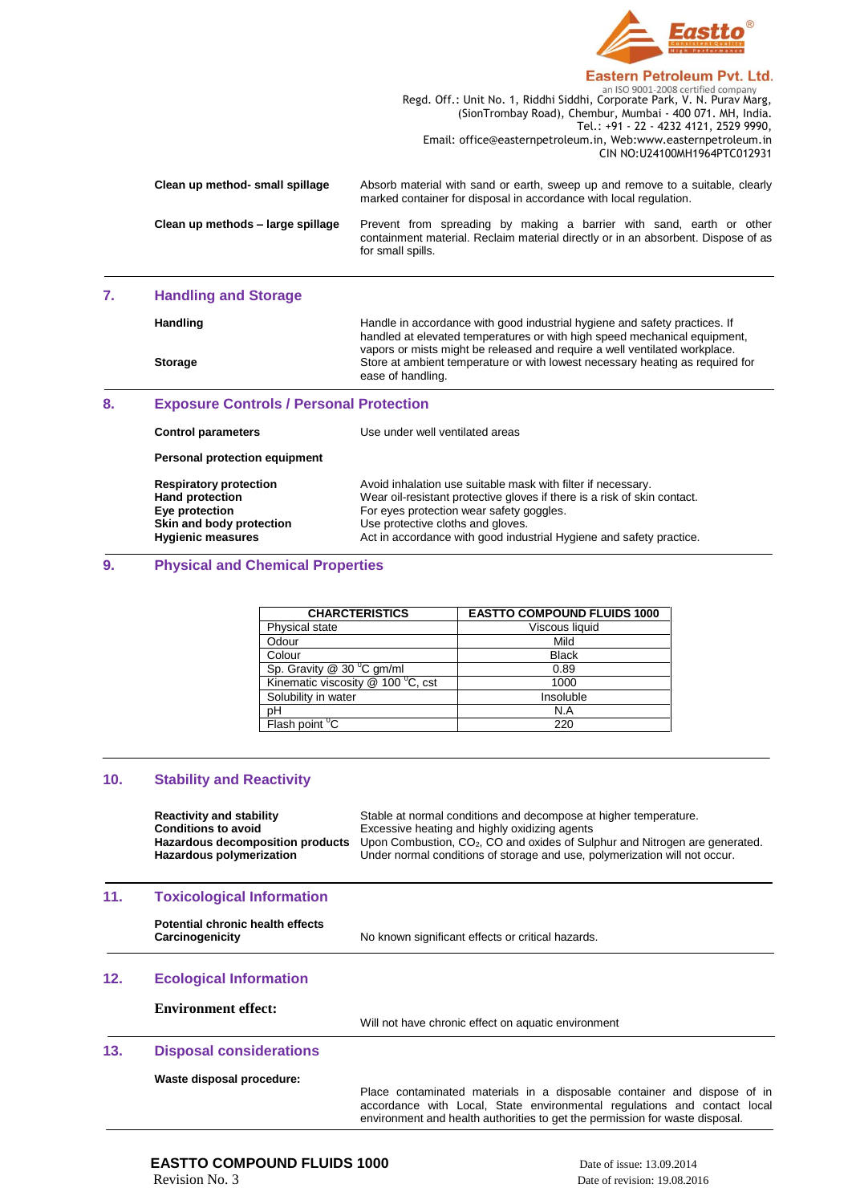**Eastern Petroleum Pvt. Ltd.**
an ISO 9001-2008 certified company
Regd. Off.: Unit No. 1, Riddhi Siddhi, Corporate Park, V. N. Purav Marg, (SionTrombay Road), Chembur, Mumbai - 400 071. MH, India.
Tel.: +91 - 22 - 4232 4121, 2529 9990,
Email: office@easternpetroleum.in, Web:www.easternpetroleum.in
CIN NO:U24100MH1964PTC012931

**Clean up method- small spillage** — Absorb material with sand or earth, sweep up and remove to a suitable, clearly marked container for disposal in accordance with local regulation.

**Clean up methods – large spillage** — Prevent from spreading by making a barrier with sand, earth or other containment material. Reclaim material directly or in an absorbent. Dispose of as for small spills.

## 7. Handling and Storage

**Handling** — Handle in accordance with good industrial hygiene and safety practices. If handled at elevated temperatures or with high speed mechanical equipment, vapors or mists might be released and require a well ventilated workplace.

**Storage** — Store at ambient temperature or with lowest necessary heating as required for ease of handling.

## 8. Exposure Controls / Personal Protection

**Control parameters** — Use under well ventilated areas

**Personal protection equipment**

**Respiratory protection** — Avoid inhalation use suitable mask with filter if necessary.
**Hand protection** — Wear oil-resistant protective gloves if there is a risk of skin contact.
**Eye protection** — For eyes protection wear safety goggles.
**Skin and body protection** — Use protective cloths and gloves.
**Hygienic measures** — Act in accordance with good industrial Hygiene and safety practice.

## 9. Physical and Chemical Properties

| CHARCTERISTICS | EASTTO COMPOUND FLUIDS 1000 |
|---|---|
| Physical state | Viscous liquid |
| Odour | Mild |
| Colour | Black |
| Sp. Gravity @ 30 °C gm/ml | 0.89 |
| Kinematic viscosity @ 100 °C, cst | 1000 |
| Solubility in water | Insoluble |
| pH | N.A |
| Flash point °C | 220 |

## 10. Stability and Reactivity

**Reactivity and stability** — Stable at normal conditions and decompose at higher temperature.
**Conditions to avoid** — Excessive heating and highly oxidizing agents
**Hazardous decomposition products** — Upon Combustion, $CO_2$, CO and oxides of Sulphur and Nitrogen are generated.
**Hazardous polymerization** — Under normal conditions of storage and use, polymerization will not occur.

## 11. Toxicological Information

**Potential chronic health effects**
**Carcinogenicity** — No known significant effects or critical hazards.

## 12. Ecological Information

**Environment effect:** — Will not have chronic effect on aquatic environment

## 13. Disposal considerations

**Waste disposal procedure:** — Place contaminated materials in a disposable container and dispose of in accordance with Local, State environmental regulations and contact local environment and health authorities to get the permission for waste disposal.

**EASTTO COMPOUND FLUIDS 1000**
Revision No. 3

Date of issue: 13.09.2014
Date of revision: 19.08.2016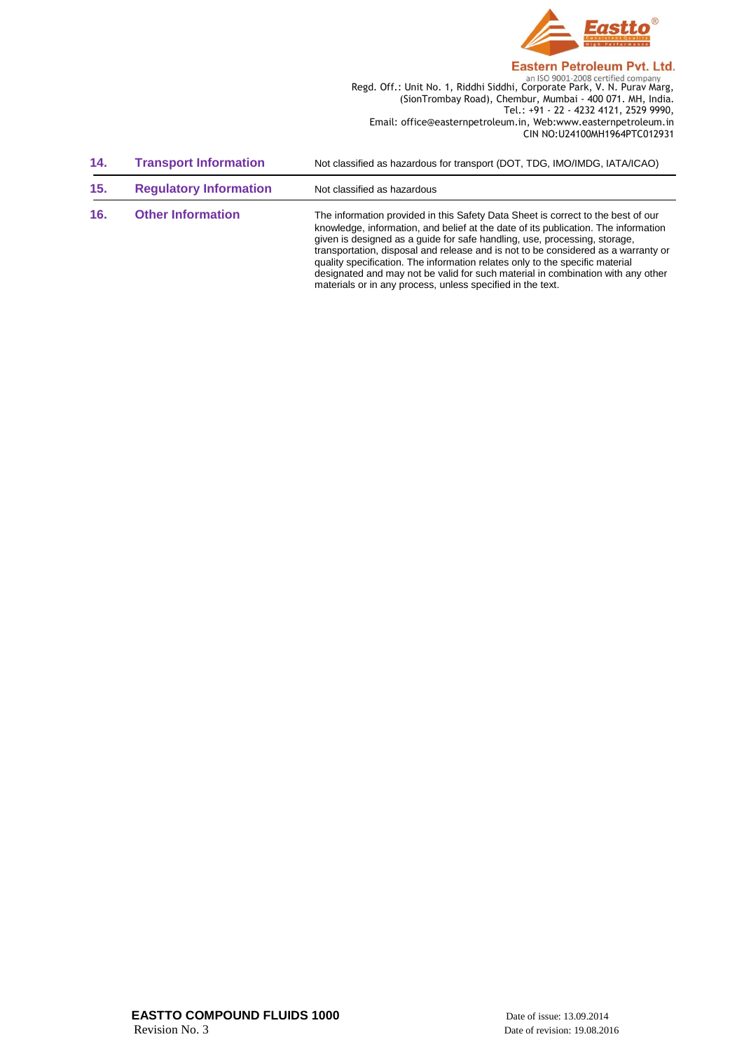## 14. Transport Information

Not classified as hazardous for transport (DOT, TDG, IMO/IMDG, IATA/ICAO)

## 15. Regulatory Information

Not classified as hazardous

## 16. Other Information

The information provided in this Safety Data Sheet is correct to the best of our knowledge, information, and belief at the date of its publication. The information given is designed as a guide for safe handling, use, processing, storage, transportation, disposal and release and is not to be considered as a warranty or quality specification. The information relates only to the specific material designated and may not be valid for such material in combination with any other materials or in any process, unless specified in the text.